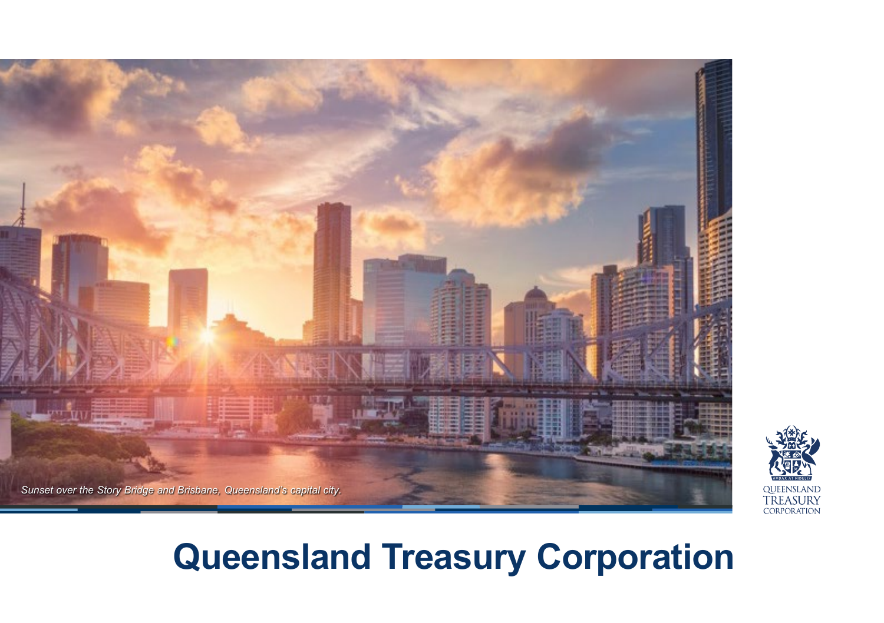*Sunset over the Story Bridge and Brisbane, Queensland's capital city.*

QUEENSLAND TREASURY CORPORATION

# Queensland Treasury Corporation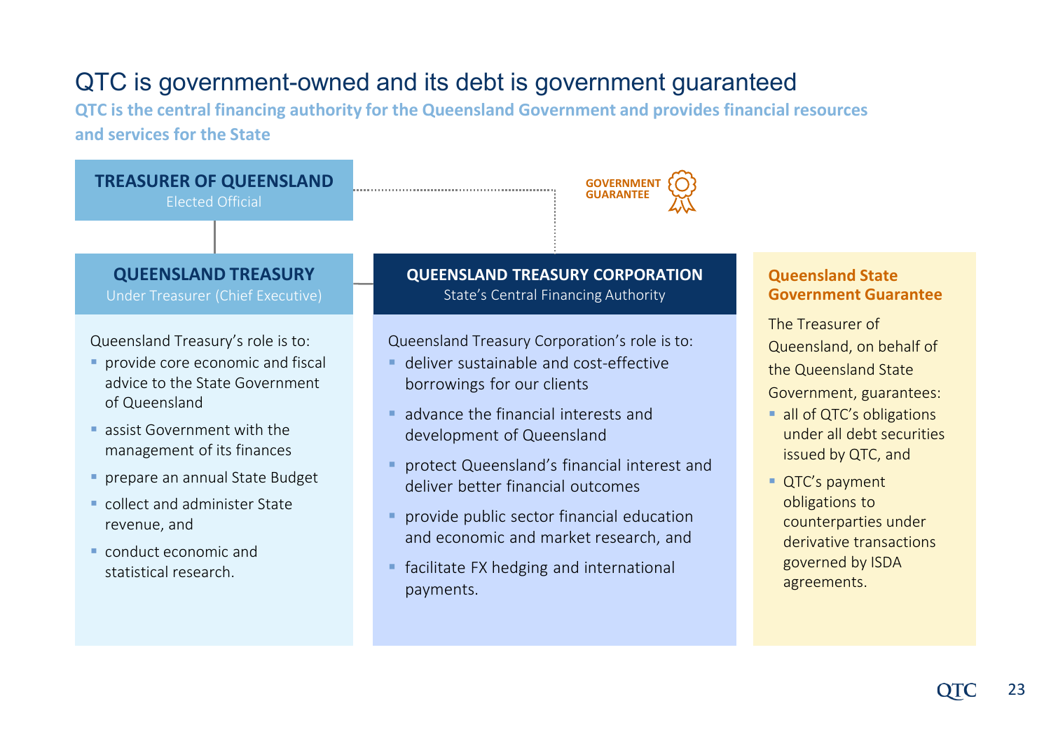# QTC is government-owned and its debt is government guaranteed

**QTC is the central financing authority for the Queensland Government and provides financial resources and services for the State**

**TREASURER OF QUEENSLAND**
Elected Official

**GOVERNMENT GUARANTEE**

## QUEENSLAND TREASURY
Under Treasurer (Chief Executive)

Queensland Treasury's role is to:

- provide core economic and fiscal advice to the State Government of Queensland
- assist Government with the management of its finances
- prepare an annual State Budget
- collect and administer State revenue, and
- conduct economic and statistical research.

## QUEENSLAND TREASURY CORPORATION
State's Central Financing Authority

Queensland Treasury Corporation's role is to:

- deliver sustainable and cost-effective borrowings for our clients
- advance the financial interests and development of Queensland
- protect Queensland's financial interest and deliver better financial outcomes
- provide public sector financial education and economic and market research, and
- facilitate FX hedging and international payments.

## Queensland State Government Guarantee

The Treasurer of Queensland, on behalf of the Queensland State Government, guarantees:

- all of QTC's obligations under all debt securities issued by QTC, and
- QTC's payment obligations to counterparties under derivative transactions governed by ISDA agreements.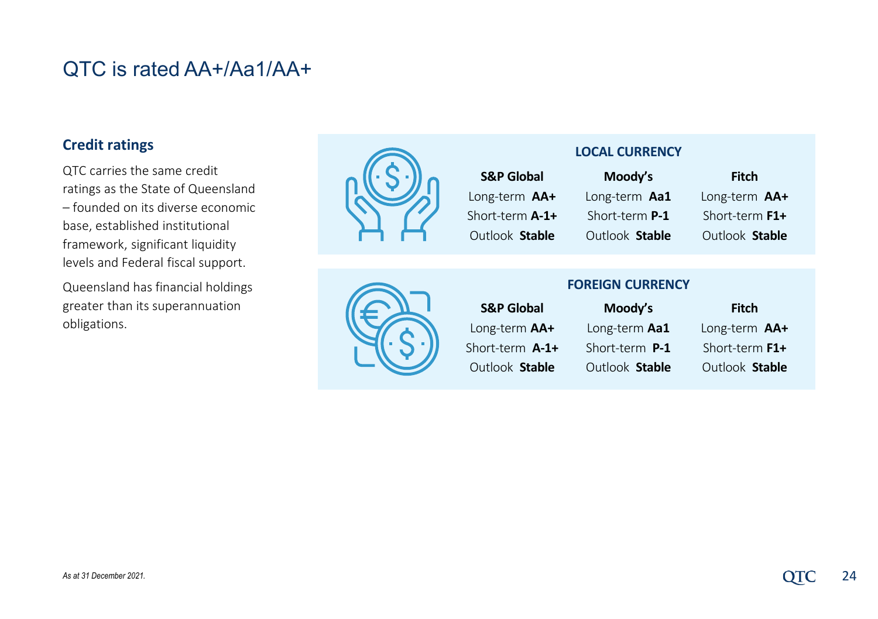# QTC is rated AA+/Aa1/AA+

## Credit ratings

QTC carries the same credit ratings as the State of Queensland – founded on its diverse economic base, established institutional framework, significant liquidity levels and Federal fiscal support.

Queensland has financial holdings greater than its superannuation obligations.

### LOCAL CURRENCY

| | S&P Global | Moody's | Fitch |
|---|---|---|---|
| Long-term | **AA+** | **Aa1** | **AA+** |
| Short-term | **A-1+** | **P-1** | **F1+** |
| Outlook | **Stable** | **Stable** | **Stable** |

### FOREIGN CURRENCY

| | S&P Global | Moody's | Fitch |
|---|---|---|---|
| Long-term | **AA+** | **Aa1** | **AA+** |
| Short-term | **A-1+** | **P-1** | **F1+** |
| Outlook | **Stable** | **Stable** | **Stable** |

*As at 31 December 2021.*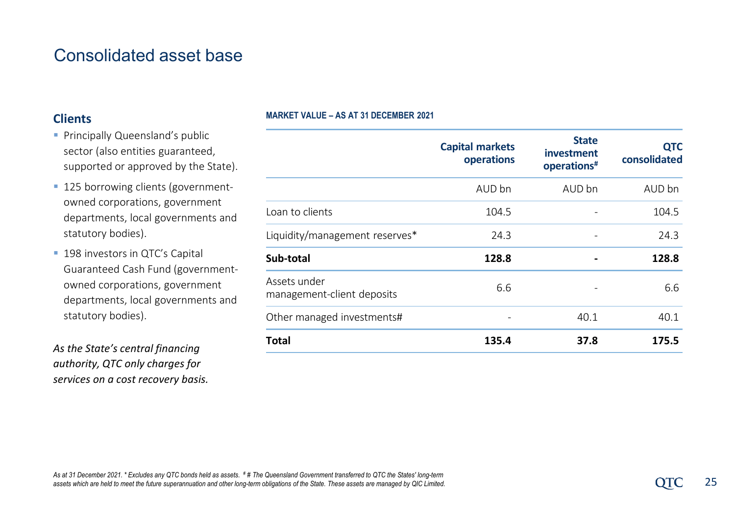# Consolidated asset base

## Clients

- Principally Queensland's public sector (also entities guaranteed, supported or approved by the State).
- 125 borrowing clients (government-owned corporations, government departments, local governments and statutory bodies).
- 198 investors in QTC's Capital Guaranteed Cash Fund (government-owned corporations, government departments, local governments and statutory bodies).

*As the State's central financing authority, QTC only charges for services on a cost recovery basis.*

**MARKET VALUE – AS AT 31 DECEMBER 2021**

| | Capital markets operations | State investment operations# | QTC consolidated |
|---|---|---|---|
| | AUD bn | AUD bn | AUD bn |
| Loan to clients | 104.5 | - | 104.5 |
| Liquidity/management reserves* | 24.3 | - | 24.3 |
| **Sub-total** | **128.8** | **-** | **128.8** |
| Assets under management-client deposits | 6.6 | - | 6.6 |
| Other managed investments# | - | 40.1 | 40.1 |
| **Total** | **135.4** | **37.8** | **175.5** |

*As at 31 December 2021. * Excludes any QTC bonds held as assets. # # The Queensland Government transferred to QTC the States' long-term assets which are held to meet the future superannuation and other long-term obligations of the State. These assets are managed by QIC Limited.*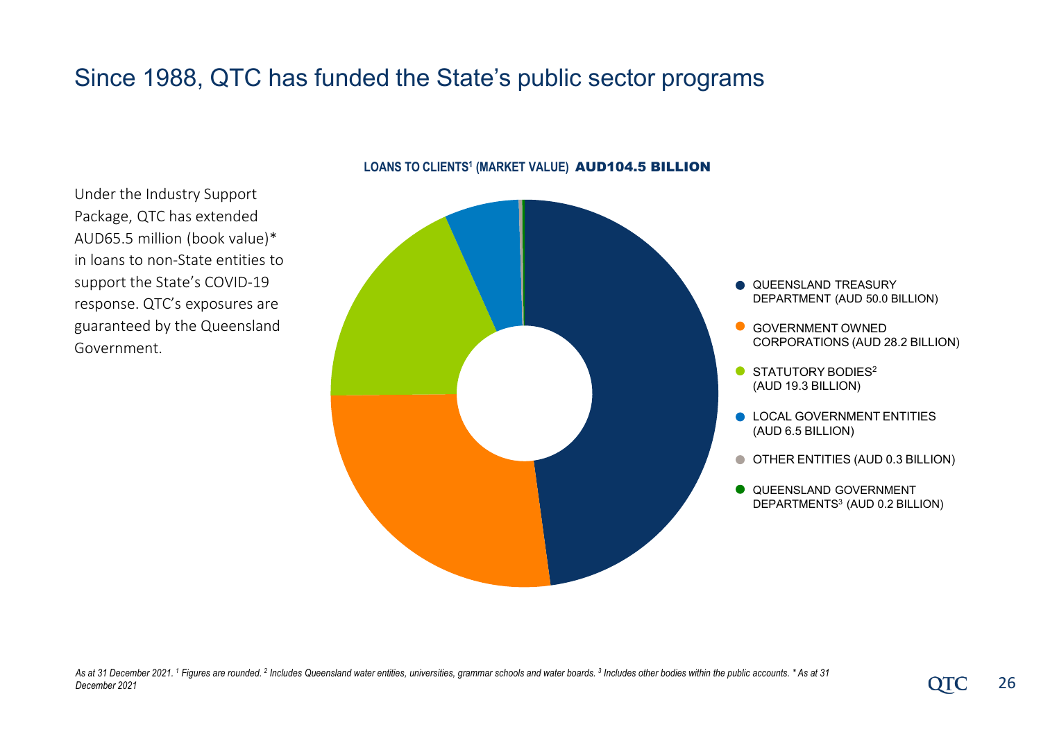# Since 1988, QTC has funded the State's public sector programs

Under the Industry Support Package, QTC has extended AUD65.5 million (book value)* in loans to non-State entities to support the State's COVID-19 response. QTC's exposures are guaranteed by the Queensland Government.

**LOANS TO CLIENTS[1] (MARKET VALUE) AUD104.5 BILLION**

- QUEENSLAND TREASURY DEPARTMENT (AUD 50.0 BILLION)
- GOVERNMENT OWNED CORPORATIONS (AUD 28.2 BILLION)
- STATUTORY BODIES[2] (AUD 19.3 BILLION)
- LOCAL GOVERNMENT ENTITIES (AUD 6.5 BILLION)
- OTHER ENTITIES (AUD 0.3 BILLION)
- QUEENSLAND GOVERNMENT DEPARTMENTS[3] (AUD 0.2 BILLION)

*As at 31 December 2021. [1] Figures are rounded. [2] Includes Queensland water entities, universities, grammar schools and water boards. [3] Includes other bodies within the public accounts. * As at 31 December 2021*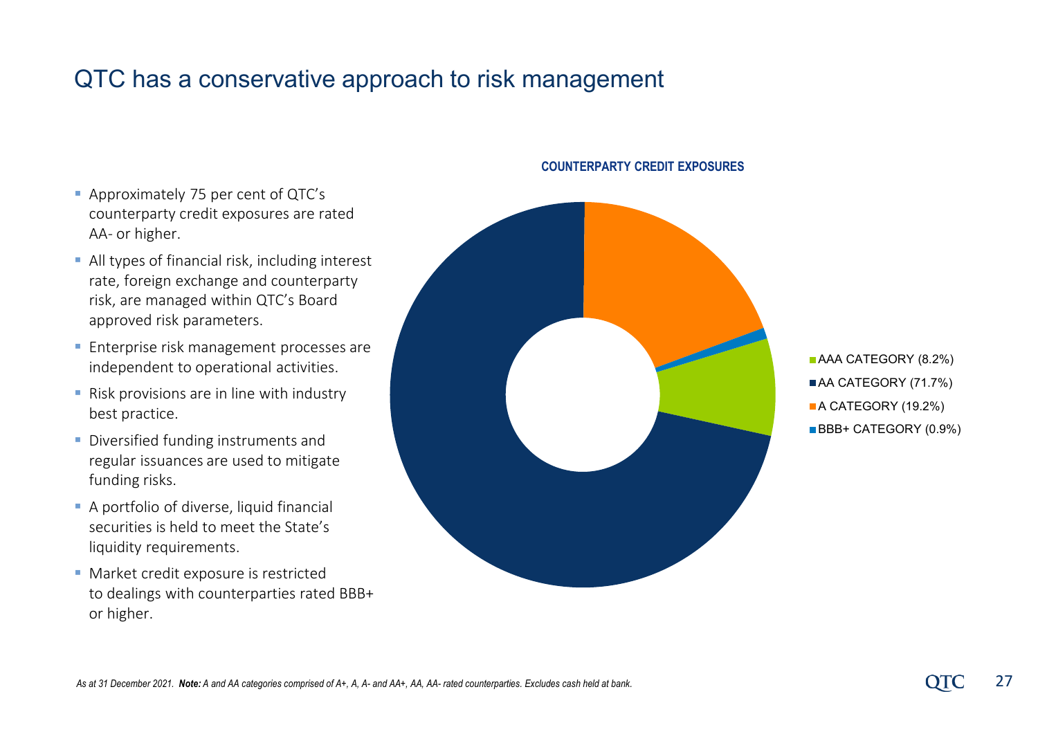# QTC has a conservative approach to risk management

- Approximately 75 per cent of QTC's counterparty credit exposures are rated AA- or higher.
- All types of financial risk, including interest rate, foreign exchange and counterparty risk, are managed within QTC's Board approved risk parameters.
- Enterprise risk management processes are independent to operational activities.
- Risk provisions are in line with industry best practice.
- Diversified funding instruments and regular issuances are used to mitigate funding risks.
- A portfolio of diverse, liquid financial securities is held to meet the State's liquidity requirements.
- Market credit exposure is restricted to dealings with counterparties rated BBB+ or higher.

**COUNTERPARTY CREDIT EXPOSURES**

- AAA CATEGORY (8.2%)
- AA CATEGORY (71.7%)
- A CATEGORY (19.2%)
- BBB+ CATEGORY (0.9%)

*As at 31 December 2021. **Note:** A and AA categories comprised of A+, A, A- and AA+, AA, AA- rated counterparties. Excludes cash held at bank.*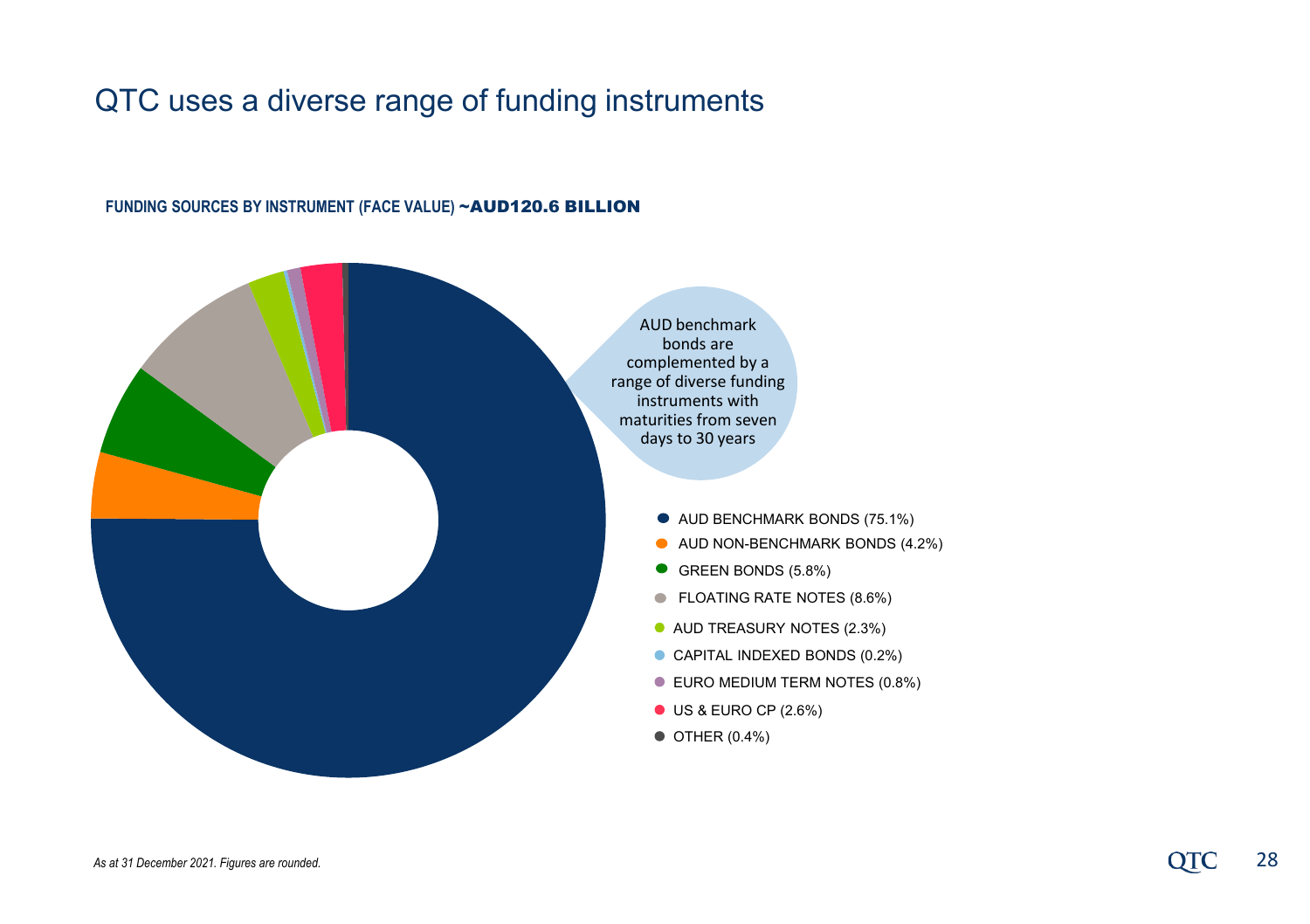# QTC uses a diverse range of funding instruments

**FUNDING SOURCES BY INSTRUMENT (FACE VALUE) ~AUD120.6 BILLION**

AUD benchmark bonds are complemented by a range of diverse funding instruments with maturities from seven days to 30 years

- AUD BENCHMARK BONDS (75.1%)
- AUD NON-BENCHMARK BONDS (4.2%)
- GREEN BONDS (5.8%)
- FLOATING RATE NOTES (8.6%)
- AUD TREASURY NOTES (2.3%)
- CAPITAL INDEXED BONDS (0.2%)
- EURO MEDIUM TERM NOTES (0.8%)
- US & EURO CP (2.6%)
- OTHER (0.4%)

*As at 31 December 2021. Figures are rounded.*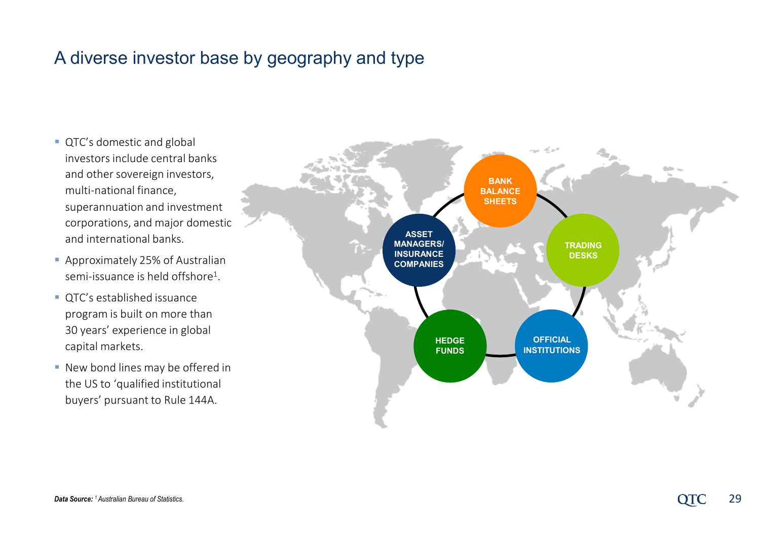# A diverse investor base by geography and type

- QTC's domestic and global investors include central banks and other sovereign investors, multi-national finance, superannuation and investment corporations, and major domestic and international banks.
- Approximately 25% of Australian semi-issuance is held offshore[1].
- QTC's established issuance program is built on more than 30 years' experience in global capital markets.
- New bond lines may be offered in the US to 'qualified institutional buyers' pursuant to Rule 144A.

BANK BALANCE SHEETS

TRADING DESKS

OFFICIAL INSTITUTIONS

HEDGE FUNDS

ASSET MANAGERS/ INSURANCE COMPANIES

***Data Source:*** *[1] Australian Bureau of Statistics.*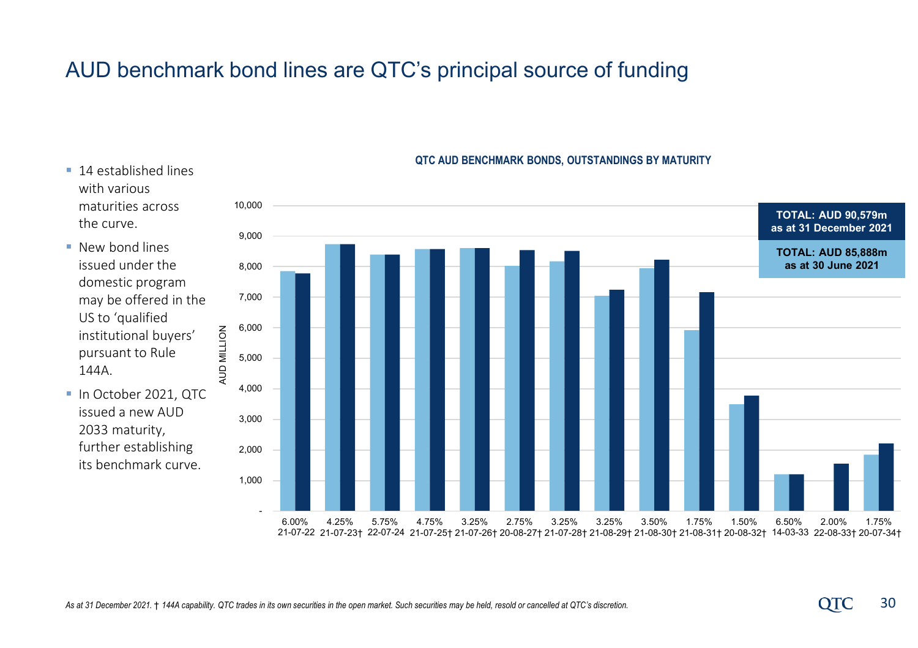# AUD benchmark bond lines are QTC's principal source of funding

- 14 established lines with various maturities across the curve.
- New bond lines issued under the domestic program may be offered in the US to 'qualified institutional buyers' pursuant to Rule 144A.
- In October 2021, QTC issued a new AUD 2033 maturity, further establishing its benchmark curve.

**QTC AUD BENCHMARK BONDS, OUTSTANDINGS BY MATURITY**

**TOTAL: AUD 90,579m as at 31 December 2021**

**TOTAL: AUD 85,888m as at 30 June 2021**

| Bond | Maturity |
|---|---|
| 6.00% | 21-07-22 |
| 4.25% | 21-07-23† |
| 5.75% | 22-07-24 |
| 4.75% | 21-07-25† |
| 3.25% | 21-07-26† |
| 2.75% | 20-08-27† |
| 3.25% | 21-07-28† |
| 3.25% | 21-08-29† |
| 3.50% | 21-08-30† |
| 1.75% | 21-08-31† |
| 1.50% | 20-08-32† |
| 6.50% | 14-03-33 |
| 2.00% | 22-08-33† |
| 1.75% | 20-07-34† |

*As at 31 December 2021. † 144A capability. QTC trades in its own securities in the open market. Such securities may be held, resold or cancelled at QTC's discretion.*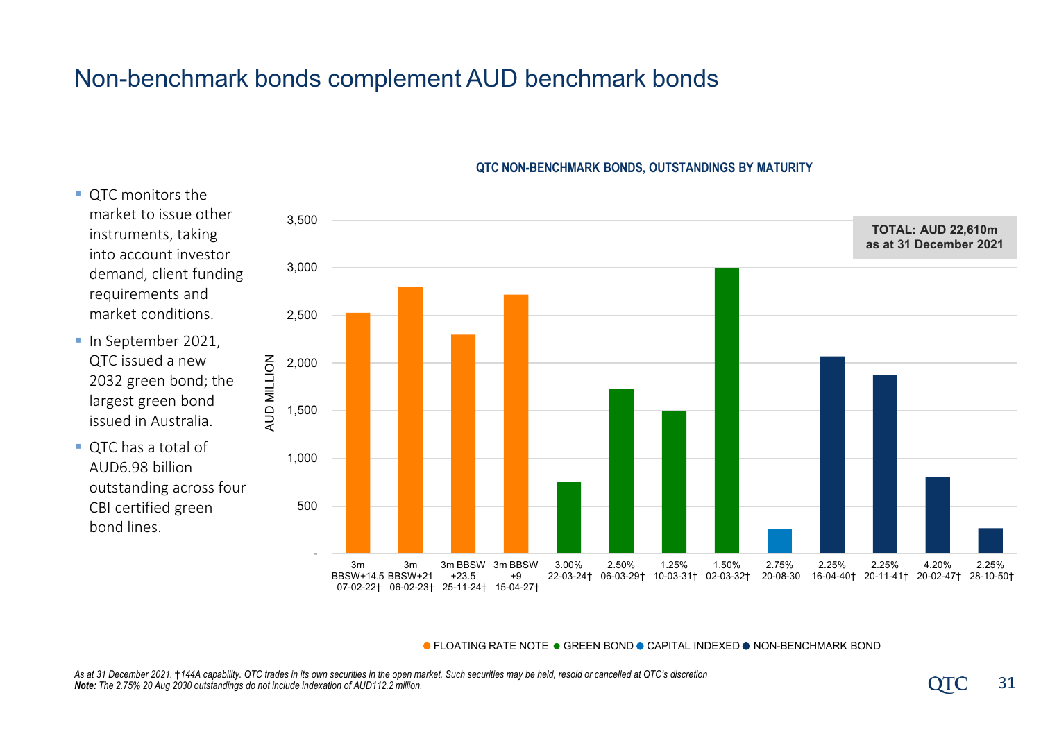# Non-benchmark bonds complement AUD benchmark bonds

- QTC monitors the market to issue other instruments, taking into account investor demand, client funding requirements and market conditions.
- In September 2021, QTC issued a new 2032 green bond; the largest green bond issued in Australia.
- QTC has a total of AUD6.98 billion outstanding across four CBI certified green bond lines.

**QTC NON-BENCHMARK BONDS, OUTSTANDINGS BY MATURITY**

**TOTAL: AUD 22,610m as at 31 December 2021**

| Bond | Type | Approx. outstanding (AUD million) |
|---|---|---|
| 3m BBSW+14.5 07-02-22† | Floating Rate Note | ~2,530 |
| 3m BBSW+21 06-02-23† | Floating Rate Note | ~2,800 |
| 3m BBSW +23.5 25-11-24† | Floating Rate Note | ~2,300 |
| 3m BBSW +9 15-04-27† | Floating Rate Note | ~2,720 |
| 3.00% 22-03-24† | Green Bond | ~750 |
| 2.50% 06-03-29† | Green Bond | ~1,730 |
| 1.25% 10-03-31† | Green Bond | ~1,500 |
| 1.50% 02-03-32† | Green Bond | ~3,000 |
| 2.75% 20-08-30 | Capital Indexed | ~260 |
| 2.25% 16-04-40† | Non-Benchmark Bond | ~2,070 |
| 2.25% 20-11-41† | Non-Benchmark Bond | ~1,880 |
| 4.20% 20-02-47† | Non-Benchmark Bond | ~800 |
| 2.25% 28-10-50† | Non-Benchmark Bond | ~270 |

*As at 31 December 2021. †144A capability. QTC trades in its own securities in the open market. Such securities may be held, resold or cancelled at QTC's discretion*
***Note:*** *The 2.75% 20 Aug 2030 outstandings do not include indexation of AUD112.2 million.*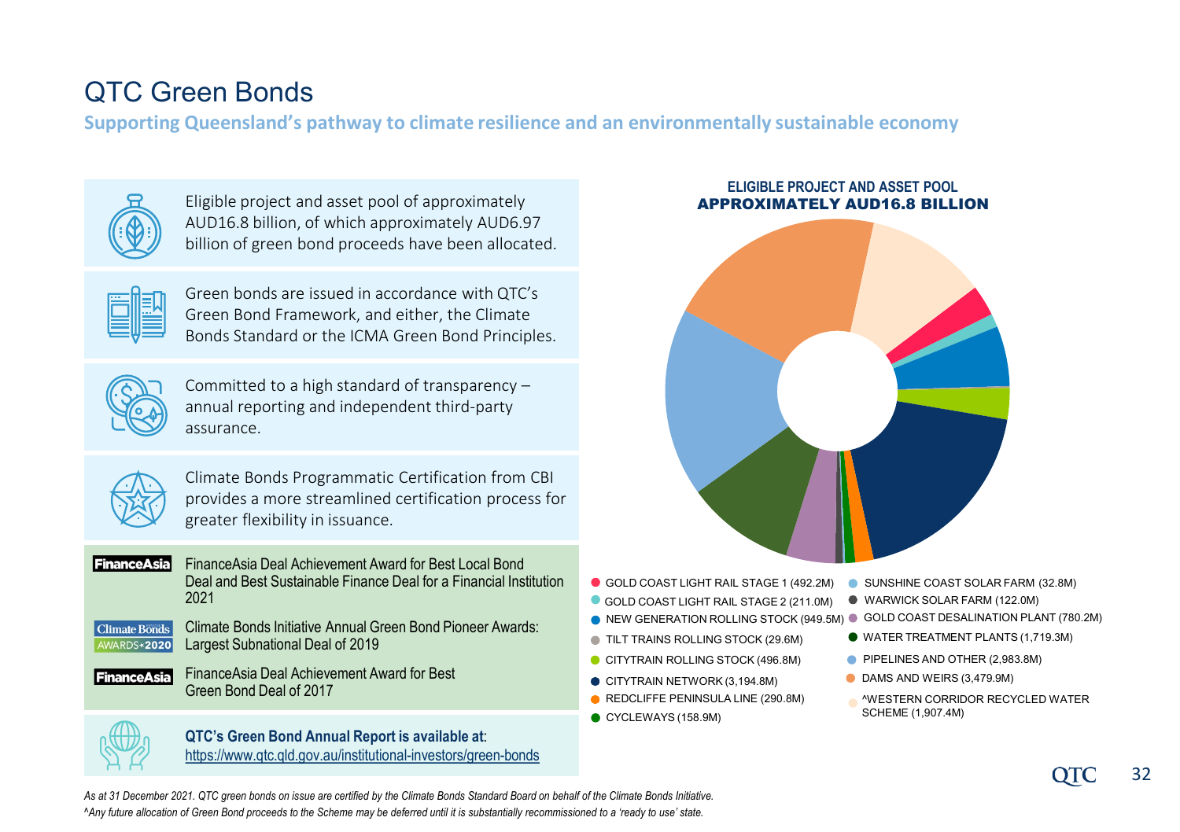# QTC Green Bonds

**Supporting Queensland's pathway to climate resilience and an environmentally sustainable economy**

Eligible project and asset pool of approximately AUD16.8 billion, of which approximately AUD6.97 billion of green bond proceeds have been allocated.

Green bonds are issued in accordance with QTC's Green Bond Framework, and either, the Climate Bonds Standard or the ICMA Green Bond Principles.

Committed to a high standard of transparency – annual reporting and independent third-party assurance.

Climate Bonds Programmatic Certification from CBI provides a more streamlined certification process for greater flexibility in issuance.

FinanceAsia Deal Achievement Award for Best Local Bond Deal and Best Sustainable Finance Deal for a Financial Institution 2021

Climate Bonds Initiative Annual Green Bond Pioneer Awards: Largest Subnational Deal of 2019

FinanceAsia Deal Achievement Award for Best Green Bond Deal of 2017

**QTC's Green Bond Annual Report is available at**: https://www.qtc.qld.gov.au/institutional-investors/green-bonds

**ELIGIBLE PROJECT AND ASSET POOL**
**APPROXIMATELY AUD16.8 BILLION**

- GOLD COAST LIGHT RAIL STAGE 1 (492.2M)
- GOLD COAST LIGHT RAIL STAGE 2 (211.0M)
- NEW GENERATION ROLLING STOCK (949.5M)
- TILT TRAINS ROLLING STOCK (29.6M)
- CITYTRAIN ROLLING STOCK (496.8M)
- CITYTRAIN NETWORK (3,194.8M)
- REDCLIFFE PENINSULA LINE (290.8M)
- CYCLEWAYS (158.9M)
- SUNSHINE COAST SOLAR FARM (32.8M)
- WARWICK SOLAR FARM (122.0M)
- GOLD COAST DESALINATION PLANT (780.2M)
- WATER TREATMENT PLANTS (1,719.3M)
- PIPELINES AND OTHER (2,983.8M)
- DAMS AND WEIRS (3,479.9M)
- ^WESTERN CORRIDOR RECYCLED WATER SCHEME (1,907.4M)

*As at 31 December 2021. QTC green bonds on issue are certified by the Climate Bonds Standard Board on behalf of the Climate Bonds Initiative.*
*^Any future allocation of Green Bond proceeds to the Scheme may be deferred until it is substantially recommissioned to a 'ready to use' state.*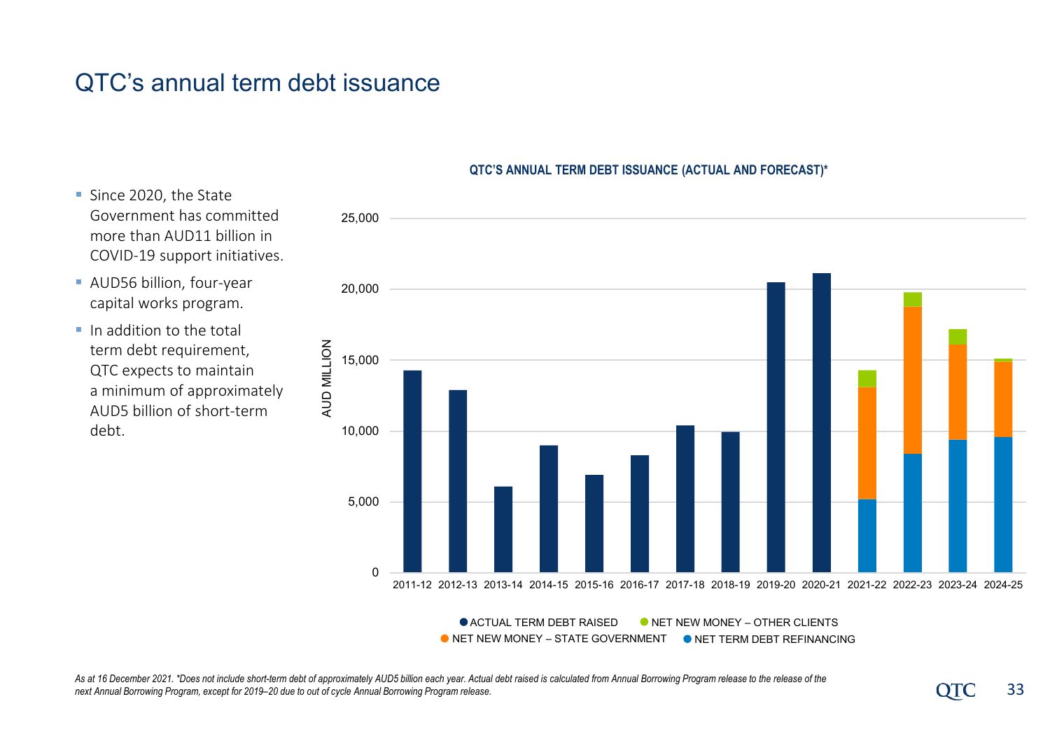# QTC's annual term debt issuance

- Since 2020, the State Government has committed more than AUD11 billion in COVID-19 support initiatives.
- AUD56 billion, four-year capital works program.
- In addition to the total term debt requirement, QTC expects to maintain a minimum of approximately AUD5 billion of short-term debt.

**QTC'S ANNUAL TERM DEBT ISSUANCE (ACTUAL AND FORECAST)***

AUD MILLION

25,000
20,000
15,000
10,000
5,000
0

2011-12 2012-13 2013-14 2014-15 2015-16 2016-17 2017-18 2018-19 2019-20 2020-21 2021-22 2022-23 2023-24 2024-25

● ACTUAL TERM DEBT RAISED ● NET NEW MONEY – OTHER CLIENTS
● NET NEW MONEY – STATE GOVERNMENT ● NET TERM DEBT REFINANCING

*As at 16 December 2021. *Does not include short-term debt of approximately AUD5 billion each year. Actual debt raised is calculated from Annual Borrowing Program release to the release of the next Annual Borrowing Program, except for 2019–20 due to out of cycle Annual Borrowing Program release.*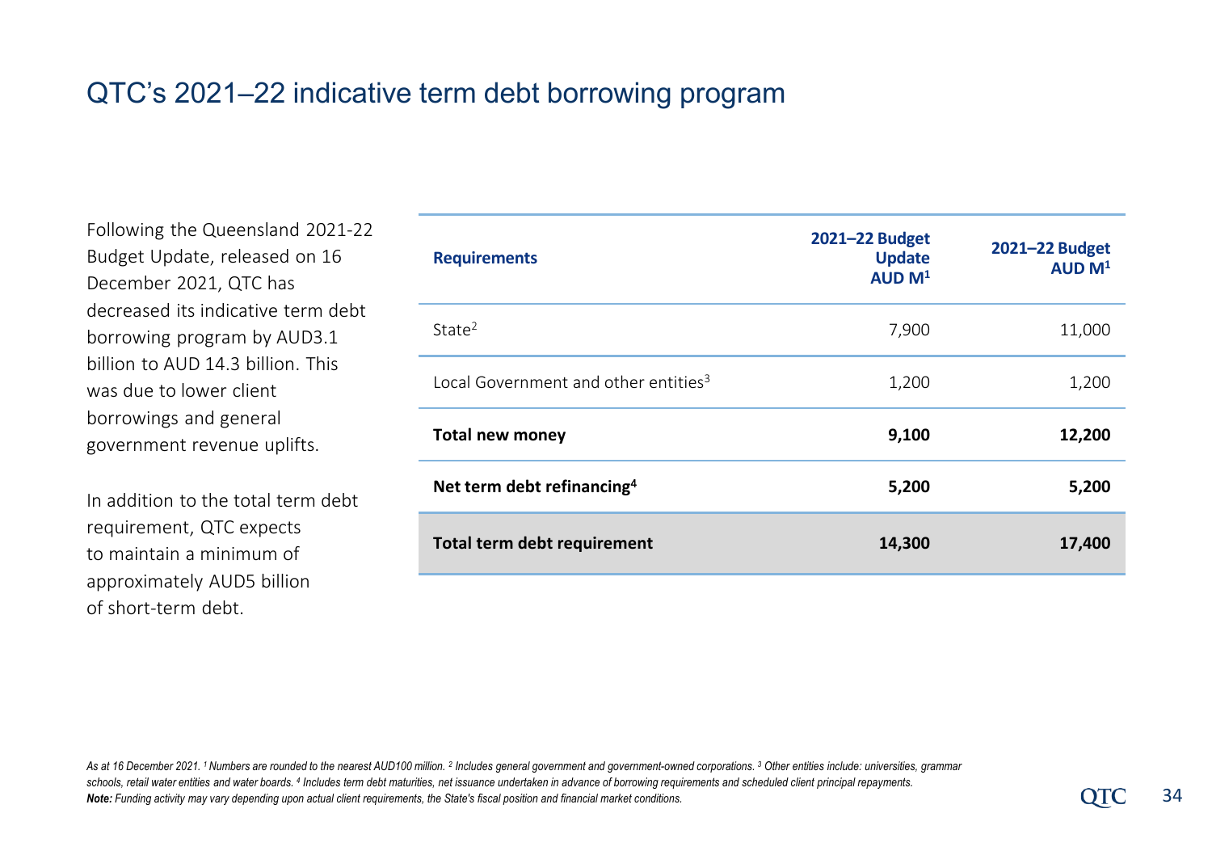# QTC's 2021–22 indicative term debt borrowing program

Following the Queensland 2021-22 Budget Update, released on 16 December 2021, QTC has decreased its indicative term debt borrowing program by AUD3.1 billion to AUD 14.3 billion. This was due to lower client borrowings and general government revenue uplifts.

In addition to the total term debt requirement, QTC expects to maintain a minimum of approximately AUD5 billion of short-term debt.

| Requirements | 2021–22 Budget Update AUD M[1] | 2021–22 Budget AUD M[1] |
|---|---|---|
| State[2] | 7,900 | 11,000 |
| Local Government and other entities[3] | 1,200 | 1,200 |
| **Total new money** | **9,100** | **12,200** |
| **Net term debt refinancing[4]** | **5,200** | **5,200** |
| **Total term debt requirement** | **14,300** | **17,400** |

*As at 16 December 2021. [1] Numbers are rounded to the nearest AUD100 million. [2] Includes general government and government-owned corporations. [3] Other entities include: universities, grammar schools, retail water entities and water boards. [4] Includes term debt maturities, net issuance undertaken in advance of borrowing requirements and scheduled client principal repayments.*

***Note:** Funding activity may vary depending upon actual client requirements, the State's fiscal position and financial market conditions.*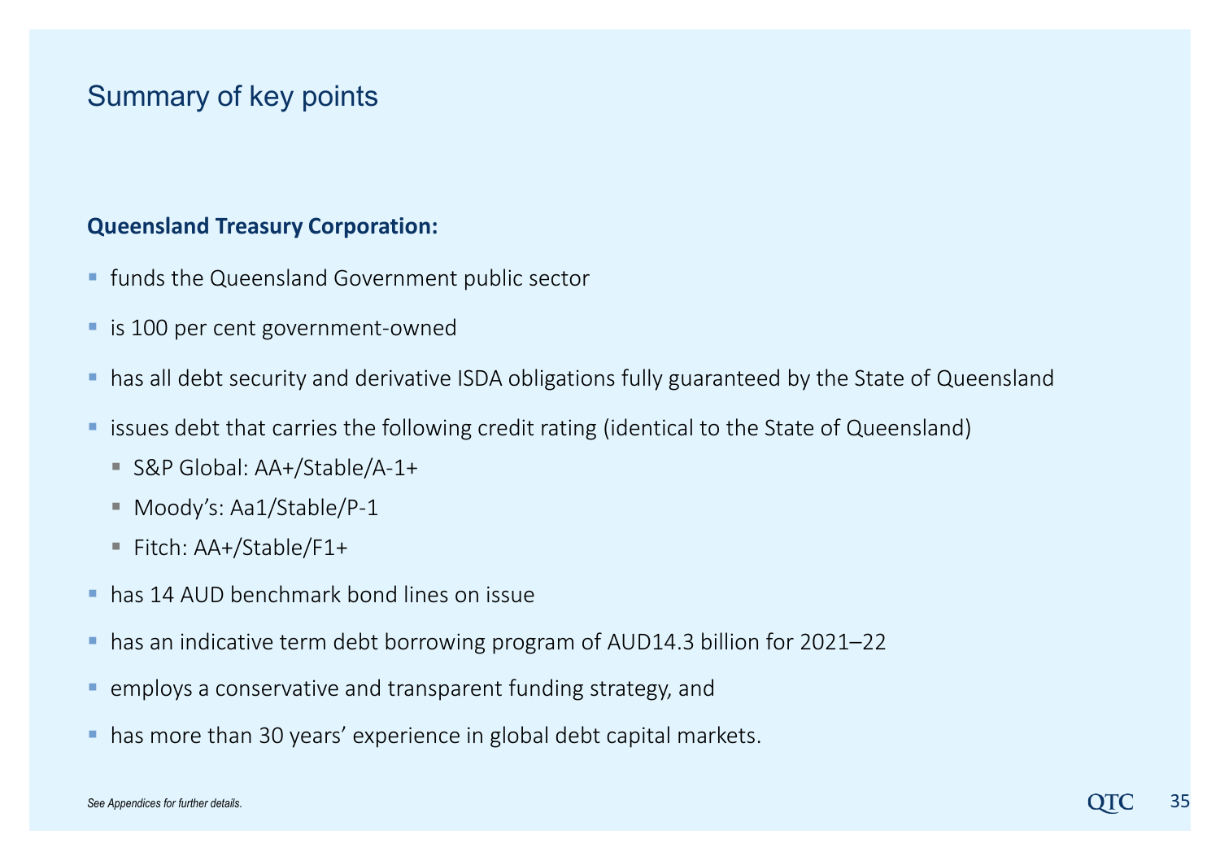# Summary of key points

**Queensland Treasury Corporation:**

- funds the Queensland Government public sector
- is 100 per cent government-owned
- has all debt security and derivative ISDA obligations fully guaranteed by the State of Queensland
- issues debt that carries the following credit rating (identical to the State of Queensland)
  - S&P Global: AA+/Stable/A-1+
  - Moody's: Aa1/Stable/P-1
  - Fitch: AA+/Stable/F1+
- has 14 AUD benchmark bond lines on issue
- has an indicative term debt borrowing program of AUD14.3 billion for 2021–22
- employs a conservative and transparent funding strategy, and
- has more than 30 years' experience in global debt capital markets.

*See Appendices for further details.*